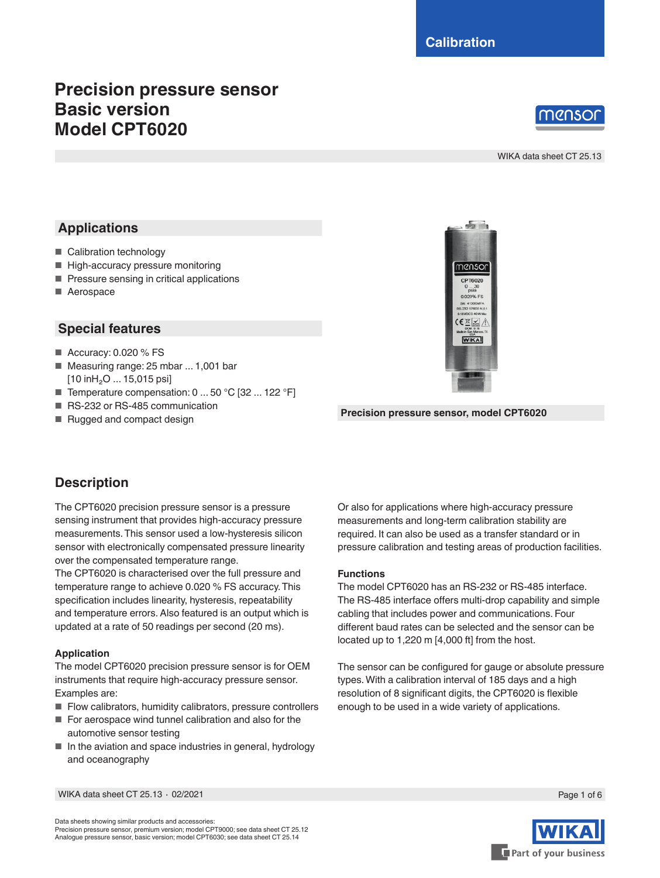Calibration

# Precision pressure sensor
# Basic version
# Model CPT6020

mensor

WIKA data sheet CT 25.13

## Applications

- Calibration technology
- High-accuracy pressure monitoring
- Pressure sensing in critical applications
- Aerospace

## Special features

- Accuracy: 0.020 % FS
- Measuring range: 25 mbar ... 1,001 bar [10 in$H_2$O ... 15,015 psi]
- Temperature compensation: 0 ... 50 °C [32 ... 122 °F]
- RS-232 or RS-485 communication
- Rugged and compact design

**Precision pressure sensor, model CPT6020**

## Description

The CPT6020 precision pressure sensor is a pressure sensing instrument that provides high-accuracy pressure measurements. This sensor used a low-hysteresis silicon sensor with electronically compensated pressure linearity over the compensated temperature range.
The CPT6020 is characterised over the full pressure and temperature range to achieve 0.020 % FS accuracy. This specification includes linearity, hysteresis, repeatability and temperature errors. Also featured is an output which is updated at a rate of 50 readings per second (20 ms).

### Application

The model CPT6020 precision pressure sensor is for OEM instruments that require high-accuracy pressure sensor. Examples are:

- Flow calibrators, humidity calibrators, pressure controllers
- For aerospace wind tunnel calibration and also for the automotive sensor testing
- In the aviation and space industries in general, hydrology and oceanography

Or also for applications where high-accuracy pressure measurements and long-term calibration stability are required. It can also be used as a transfer standard or in pressure calibration and testing areas of production facilities.

### Functions

The model CPT6020 has an RS-232 or RS-485 interface. The RS-485 interface offers multi-drop capability and simple cabling that includes power and communications. Four different baud rates can be selected and the sensor can be located up to 1,220 m [4,000 ft] from the host.

The sensor can be configured for gauge or absolute pressure types. With a calibration interval of 185 days and a high resolution of 8 significant digits, the CPT6020 is flexible enough to be used in a wide variety of applications.

Data sheets showing similar products and accessories:
Precision pressure sensor, premium version; model CPT9000; see data sheet CT 25.12
Analogue pressure sensor, basic version; model CPT6030; see data sheet CT 25.14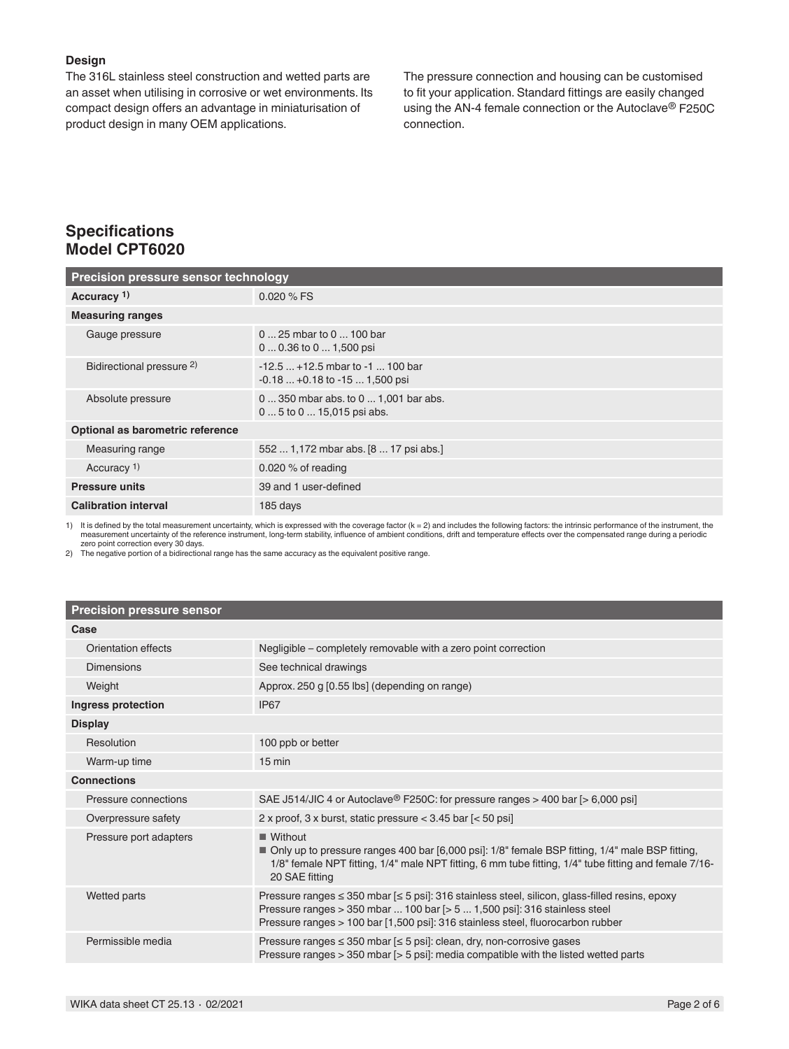**Design**

The 316L stainless steel construction and wetted parts are an asset when utilising in corrosive or wet environments. Its compact design offers an advantage in miniaturisation of product design in many OEM applications.

The pressure connection and housing can be customised to fit your application. Standard fittings are easily changed using the AN-4 female connection or the Autoclave® F250C connection.

## Specifications
## Model CPT6020

| Precision pressure sensor technology | |
|---|---|
| **Accuracy [1)]** | 0.020 % FS |
| **Measuring ranges** | |
| Gauge pressure | 0 ... 25 mbar to 0 ... 100 bar<br>0 ... 0.36 to 0 ... 1,500 psi |
| Bidirectional pressure [2)] | -12.5 ... +12.5 mbar to -1 ... 100 bar<br>-0.18 ... +0.18 to -15 ... 1,500 psi |
| Absolute pressure | 0 ... 350 mbar abs. to 0 ... 1,001 bar abs.<br>0 ... 5 to 0 ... 15,015 psi abs. |
| **Optional as barometric reference** | |
| Measuring range | 552 ... 1,172 mbar abs. [8 ... 17 psi abs.] |
| Accuracy [1)] | 0.020 % of reading |
| **Pressure units** | 39 and 1 user-defined |
| **Calibration interval** | 185 days |

1) It is defined by the total measurement uncertainty, which is expressed with the coverage factor (k = 2) and includes the following factors: the intrinsic performance of the instrument, the measurement uncertainty of the reference instrument, long-term stability, influence of ambient conditions, drift and temperature effects over the compensated range during a periodic zero point correction every 30 days.
2) The negative portion of a bidirectional range has the same accuracy as the equivalent positive range.

| Precision pressure sensor | |
|---|---|
| **Case** | |
| Orientation effects | Negligible – completely removable with a zero point correction |
| Dimensions | See technical drawings |
| Weight | Approx. 250 g [0.55 lbs] (depending on range) |
| **Ingress protection** | IP67 |
| **Display** | |
| Resolution | 100 ppb or better |
| Warm-up time | 15 min |
| **Connections** | |
| Pressure connections | SAE J514/JIC 4 or Autoclave® F250C: for pressure ranges > 400 bar [> 6,000 psi] |
| Overpressure safety | 2 x proof, 3 x burst, static pressure < 3.45 bar [< 50 psi] |
| Pressure port adapters | ■ Without<br>■ Only up to pressure ranges 400 bar [6,000 psi]: 1/8" female BSP fitting, 1/4" male BSP fitting, 1/8" female NPT fitting, 1/4" male NPT fitting, 6 mm tube fitting, 1/4" tube fitting and female 7/16-20 SAE fitting |
| Wetted parts | Pressure ranges ≤ 350 mbar [≤ 5 psi]: 316 stainless steel, silicon, glass-filled resins, epoxy<br>Pressure ranges > 350 mbar ... 100 bar [> 5 ... 1,500 psi]: 316 stainless steel<br>Pressure ranges > 100 bar [1,500 psi]: 316 stainless steel, fluorocarbon rubber |
| Permissible media | Pressure ranges ≤ 350 mbar [≤ 5 psi]: clean, dry, non-corrosive gases<br>Pressure ranges > 350 mbar [> 5 psi]: media compatible with the listed wetted parts |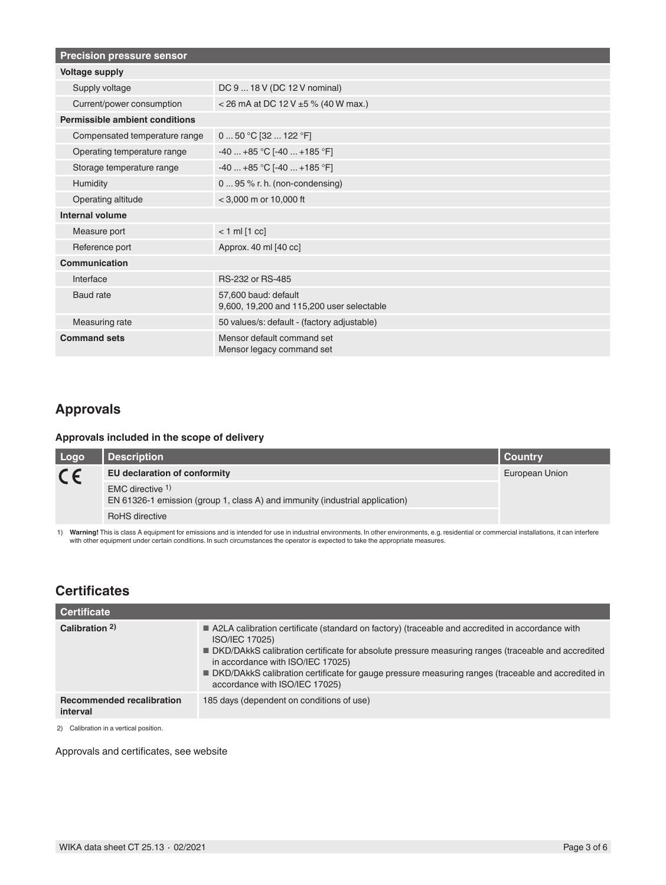| Precision pressure sensor | |
|---|---|
| **Voltage supply** | |
| Supply voltage | DC 9 ... 18 V (DC 12 V nominal) |
| Current/power consumption | < 26 mA at DC 12 V ±5 % (40 W max.) |
| **Permissible ambient conditions** | |
| Compensated temperature range | 0 ... 50 °C [32 ... 122 °F] |
| Operating temperature range | -40 ... +85 °C [-40 ... +185 °F] |
| Storage temperature range | -40 ... +85 °C [-40 ... +185 °F] |
| Humidity | 0 ... 95 % r. h. (non-condensing) |
| Operating altitude | < 3,000 m or 10,000 ft |
| **Internal volume** | |
| Measure port | < 1 ml [1 cc] |
| Reference port | Approx. 40 ml [40 cc] |
| **Communication** | |
| Interface | RS-232 or RS-485 |
| Baud rate | 57,600 baud: default<br>9,600, 19,200 and 115,200 user selectable |
| Measuring rate | 50 values/s: default - (factory adjustable) |
| **Command sets** | Mensor default command set<br>Mensor legacy command set |

## Approvals

### Approvals included in the scope of delivery

| Logo | Description | Country |
|---|---|---|
| CE | **EU declaration of conformity** | European Union |
| | EMC directive [1]<br>EN 61326-1 emission (group 1, class A) and immunity (industrial application) | |
| | RoHS directive | |

1) **Warning!** This is class A equipment for emissions and is intended for use in industrial environments. In other environments, e.g. residential or commercial installations, it can interfere with other equipment under certain conditions. In such circumstances the operator is expected to take the appropriate measures.

## Certificates

| Certificate | |
|---|---|
| **Calibration [2]** | ■ A2LA calibration certificate (standard on factory) (traceable and accredited in accordance with ISO/IEC 17025)<br>■ DKD/DAkkS calibration certificate for absolute pressure measuring ranges (traceable and accredited in accordance with ISO/IEC 17025)<br>■ DKD/DAkkS calibration certificate for gauge pressure measuring ranges (traceable and accredited in accordance with ISO/IEC 17025) |
| **Recommended recalibration interval** | 185 days (dependent on conditions of use) |

2) Calibration in a vertical position.

Approvals and certificates, see website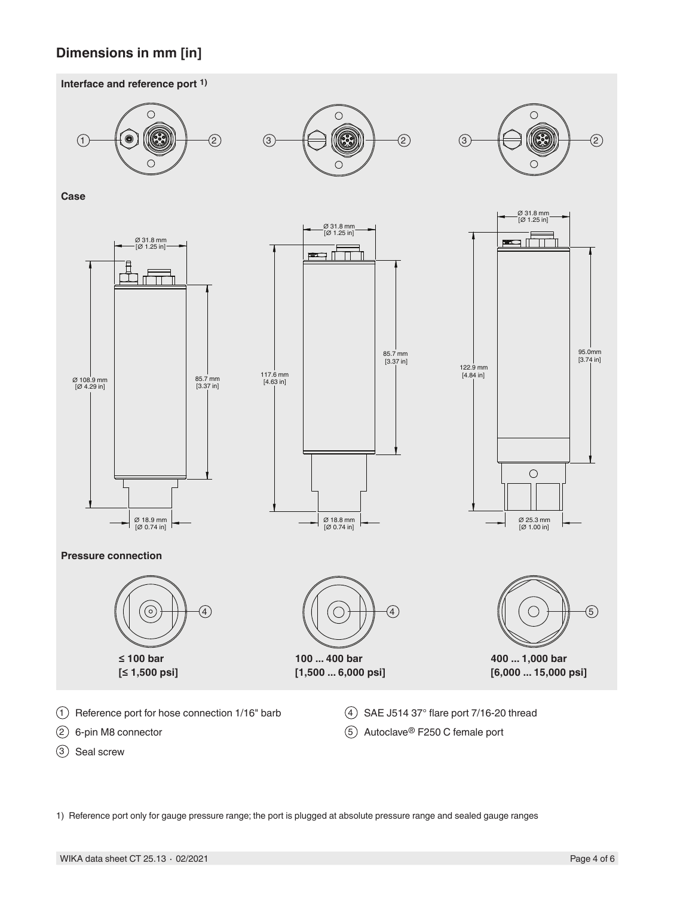## Dimensions in mm [in]

**Interface and reference port 1)**

**Case**

Ø 31.8 mm [Ø 1.25 in]

Ø 108.9 mm [Ø 4.29 in]

85.7 mm [3.37 in]

Ø 18.9 mm [Ø 0.74 in]

Ø 31.8 mm [Ø 1.25 in]

117.6 mm [4.63 in]

85.7 mm [3.37 in]

Ø 18.8 mm [Ø 0.74 in]

Ø 31.8 mm [Ø 1.25 in]

122.9 mm [4.84 in]

95.0mm [3.74 in]

Ø 25.3 mm [Ø 1.00 in]

**Pressure connection**

**≤ 100 bar [≤ 1,500 psi]**

**100 ... 400 bar [1,500 ... 6,000 psi]**

**400 ... 1,000 bar [6,000 ... 15,000 psi]**

1. Reference port for hose connection 1/16" barb
2. 6-pin M8 connector
3. Seal screw
4. SAE J514 37° flare port 7/16-20 thread
5. Autoclave® F250 C female port

1) Reference port only for gauge pressure range; the port is plugged at absolute pressure range and sealed gauge ranges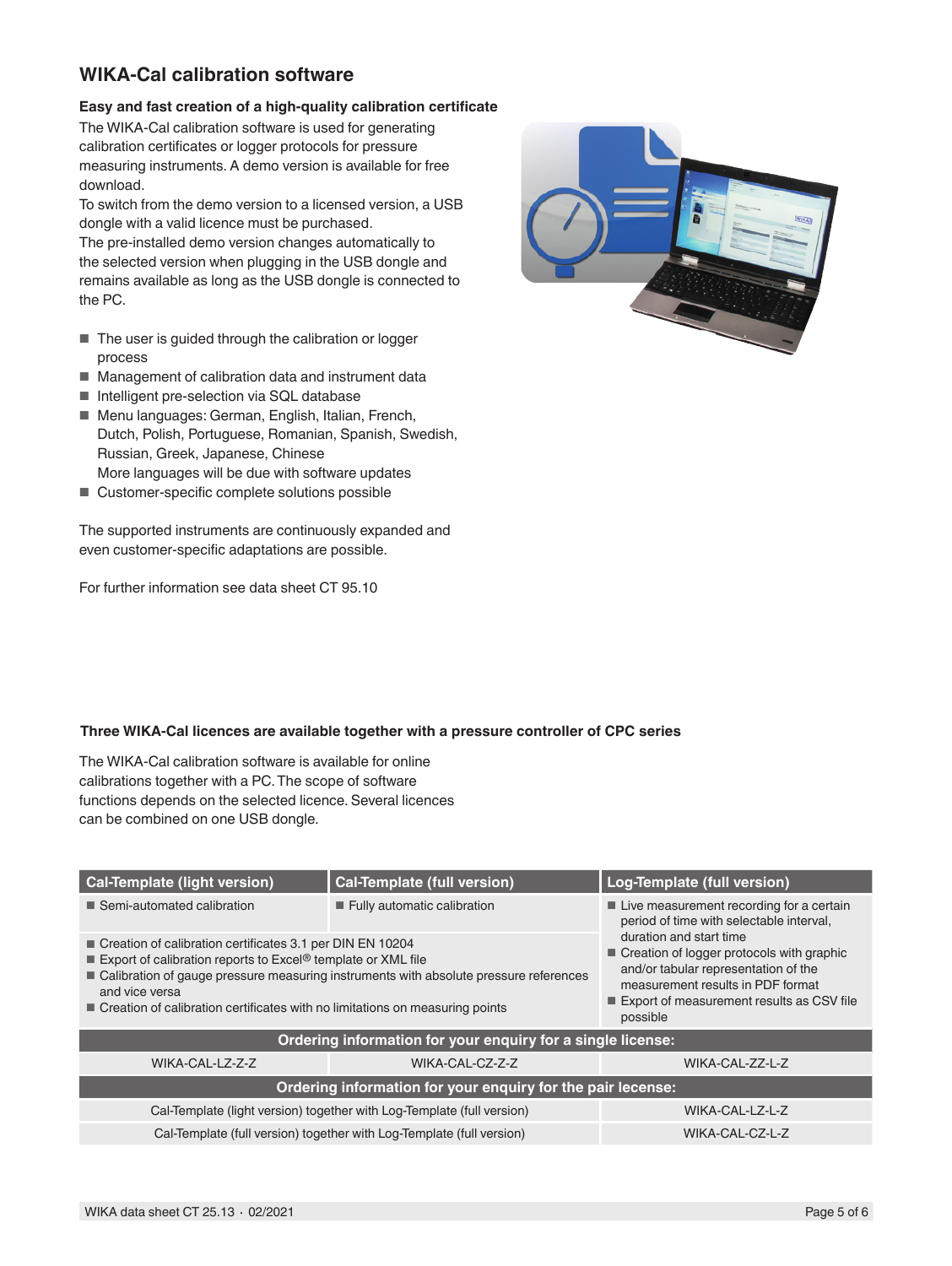## WIKA-Cal calibration software

**Easy and fast creation of a high-quality calibration certificate**

The WIKA-Cal calibration software is used for generating calibration certificates or logger protocols for pressure measuring instruments. A demo version is available for free download.

To switch from the demo version to a licensed version, a USB dongle with a valid licence must be purchased.

The pre-installed demo version changes automatically to the selected version when plugging in the USB dongle and remains available as long as the USB dongle is connected to the PC.

- The user is guided through the calibration or logger process
- Management of calibration data and instrument data
- Intelligent pre-selection via SQL database
- Menu languages: German, English, Italian, French, Dutch, Polish, Portuguese, Romanian, Spanish, Swedish, Russian, Greek, Japanese, Chinese
  More languages will be due with software updates
- Customer-specific complete solutions possible

The supported instruments are continuously expanded and even customer-specific adaptations are possible.

For further information see data sheet CT 95.10

**Three WIKA-Cal licences are available together with a pressure controller of CPC series**

The WIKA-Cal calibration software is available for online calibrations together with a PC. The scope of software functions depends on the selected licence. Several licences can be combined on one USB dongle.

| Cal-Template (light version) | Cal-Template (full version) | Log-Template (full version) |
|---|---|---|
| ■ Semi-automated calibration | ■ Fully automatic calibration | ■ Live measurement recording for a certain period of time with selectable interval, duration and start time<br>■ Creation of logger protocols with graphic and/or tabular representation of the measurement results in PDF format<br>■ Export of measurement results as CSV file possible |
| ■ Creation of calibration certificates 3.1 per DIN EN 10204<br>■ Export of calibration reports to Excel® template or XML file<br>■ Calibration of gauge pressure measuring instruments with absolute pressure references and vice versa<br>■ Creation of calibration certificates with no limitations on measuring points | | |
| **Ordering information for your enquiry for a single license:** | | |
| WIKA-CAL-LZ-Z-Z | WIKA-CAL-CZ-Z-Z | WIKA-CAL-ZZ-L-Z |
| **Ordering information for your enquiry for the pair lecense:** | | |
| Cal-Template (light version) together with Log-Template (full version) | | WIKA-CAL-LZ-L-Z |
| Cal-Template (full version) together with Log-Template (full version) | | WIKA-CAL-CZ-L-Z |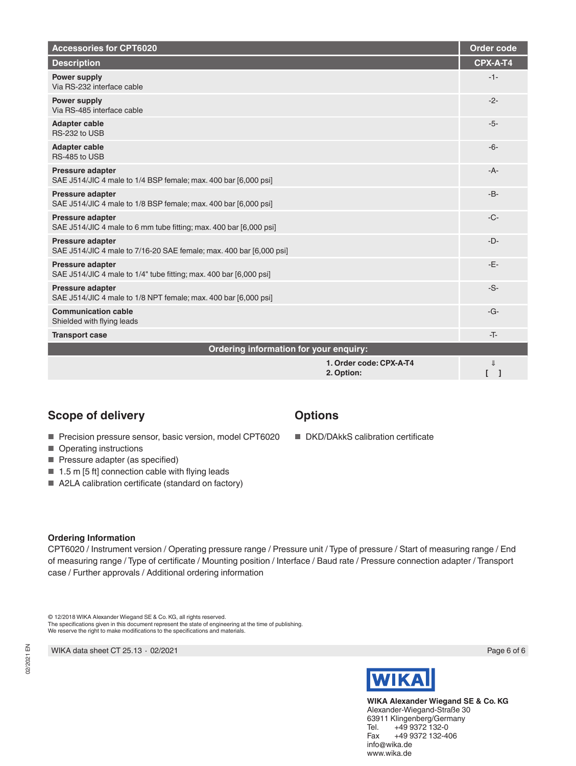| Accessories for CPT6020 | Order code |
| --- | --- |
| **Description** | **CPX-A-T4** |
| **Power supply**<br>Via RS-232 interface cable | -1- |
| **Power supply**<br>Via RS-485 interface cable | -2- |
| **Adapter cable**<br>RS-232 to USB | -5- |
| **Adapter cable**<br>RS-485 to USB | -6- |
| **Pressure adapter**<br>SAE J514/JIC 4 male to 1/4 BSP female; max. 400 bar [6,000 psi] | -A- |
| **Pressure adapter**<br>SAE J514/JIC 4 male to 1/8 BSP female; max. 400 bar [6,000 psi] | -B- |
| **Pressure adapter**<br>SAE J514/JIC 4 male to 6 mm tube fitting; max. 400 bar [6,000 psi] | -C- |
| **Pressure adapter**<br>SAE J514/JIC 4 male to 7/16-20 SAE female; max. 400 bar [6,000 psi] | -D- |
| **Pressure adapter**<br>SAE J514/JIC 4 male to 1/4" tube fitting; max. 400 bar [6,000 psi] | -E- |
| **Pressure adapter**<br>SAE J514/JIC 4 male to 1/8 NPT female; max. 400 bar [6,000 psi] | -S- |
| **Communication cable**<br>Shielded with flying leads | -G- |
| **Transport case** | -T- |
| **Ordering information for your enquiry:** | |
| **1. Order code: CPX-A-T4**<br>**2. Option:** | ⇓<br>**[ ]** |

## Scope of delivery

- Precision pressure sensor, basic version, model CPT6020
- Operating instructions
- Pressure adapter (as specified)
- 1.5 m [5 ft] connection cable with flying leads
- A2LA calibration certificate (standard on factory)

## Options

- DKD/DAkkS calibration certificate

### Ordering Information

CPT6020 / Instrument version / Operating pressure range / Pressure unit / Type of pressure / Start of measuring range / End of measuring range / Type of certificate / Mounting position / Interface / Baud rate / Pressure connection adapter / Transport case / Further approvals / Additional ordering information

© 12/2018 WIKA Alexander Wiegand SE & Co. KG, all rights reserved.
The specifications given in this document represent the state of engineering at the time of publishing.
We reserve the right to make modifications to the specifications and materials.

WIKA

**WIKA Alexander Wiegand SE & Co. KG**
Alexander-Wiegand-Straße 30
63911 Klingenberg/Germany
Tel. +49 9372 132-0
Fax +49 9372 132-406
info@wika.de
www.wika.de